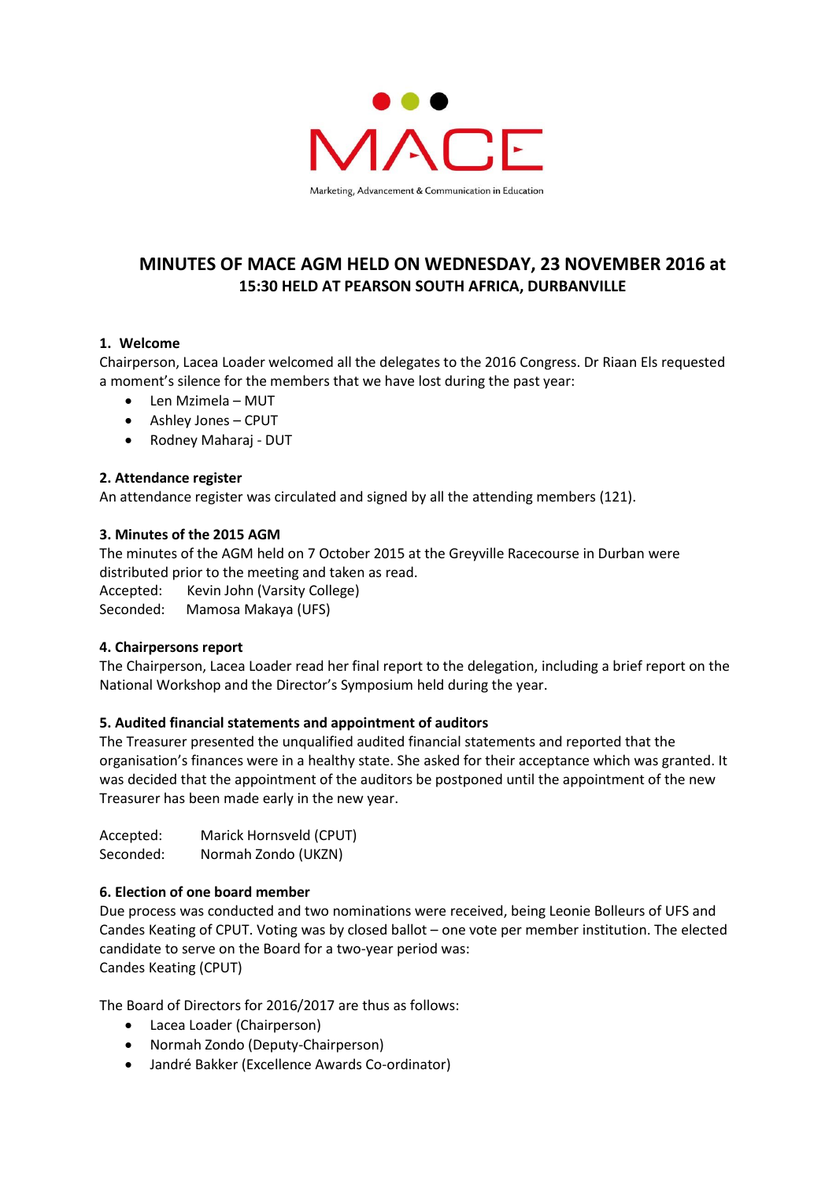MACE

Marketing, Advancement & Communication in Education

# MINUTES OF MACE AGM HELD ON WEDNESDAY, 23 NOVEMBER 2016 at 15:30 HELD AT PEARSON SOUTH AFRICA, DURBANVILLE

### 1. Welcome

Chairperson, Lacea Loader welcomed all the delegates to the 2016 Congress. Dr Riaan Els requested a moment's silence for the members that we have lost during the past year:

- Len Mzimela – MUT
- Ashley Jones – CPUT
- Rodney Maharaj - DUT

### 2. Attendance register

An attendance register was circulated and signed by all the attending members (121).

### 3. Minutes of the 2015 AGM

The minutes of the AGM held on 7 October 2015 at the Greyville Racecourse in Durban were distributed prior to the meeting and taken as read.

Accepted: Kevin John (Varsity College)
Seconded: Mamosa Makaya (UFS)

### 4. Chairpersons report

The Chairperson, Lacea Loader read her final report to the delegation, including a brief report on the National Workshop and the Director's Symposium held during the year.

### 5. Audited financial statements and appointment of auditors

The Treasurer presented the unqualified audited financial statements and reported that the organisation's finances were in a healthy state. She asked for their acceptance which was granted. It was decided that the appointment of the auditors be postponed until the appointment of the new Treasurer has been made early in the new year.

Accepted: Marick Hornsveld (CPUT)
Seconded: Normah Zondo (UKZN)

### 6. Election of one board member

Due process was conducted and two nominations were received, being Leonie Bolleurs of UFS and Candes Keating of CPUT. Voting was by closed ballot – one vote per member institution. The elected candidate to serve on the Board for a two-year period was:
Candes Keating (CPUT)

The Board of Directors for 2016/2017 are thus as follows:

- Lacea Loader (Chairperson)
- Normah Zondo (Deputy-Chairperson)
- Jandré Bakker (Excellence Awards Co-ordinator)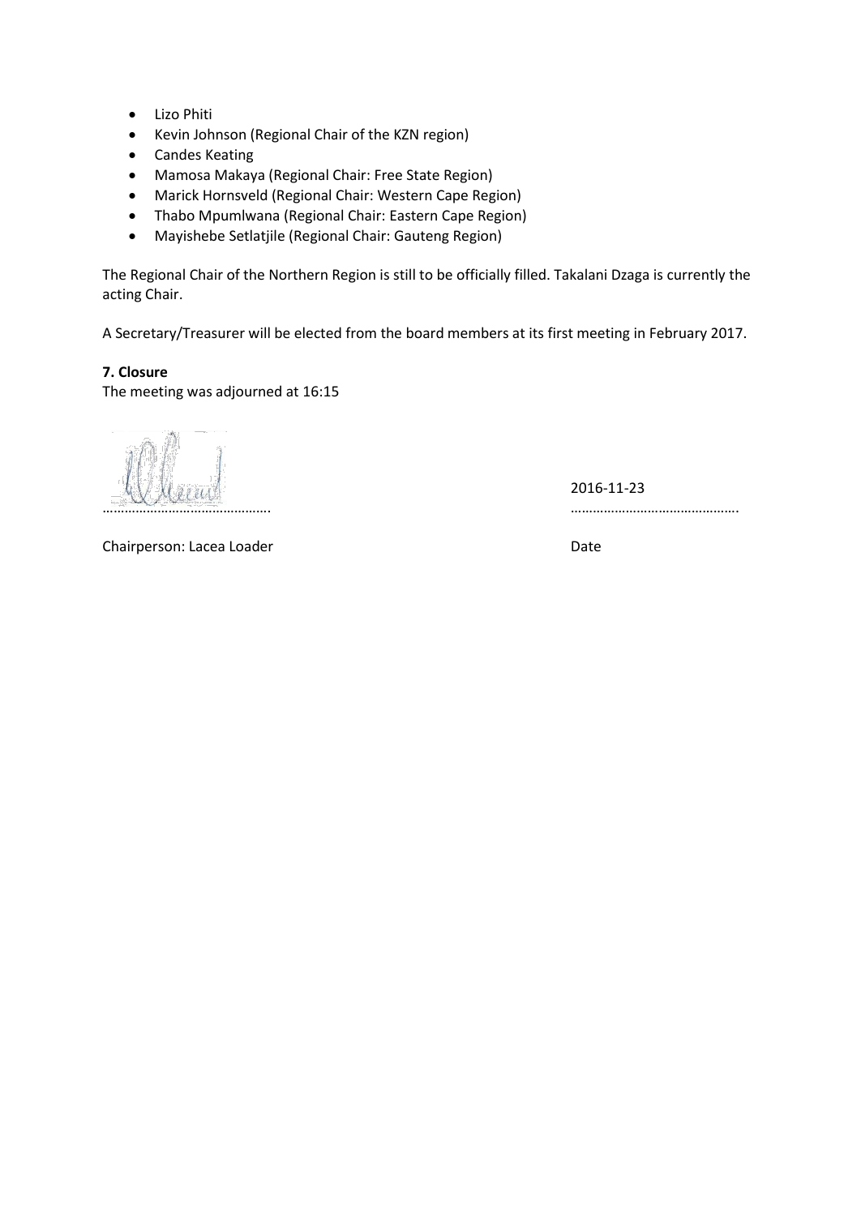- Lizo Phiti
- Kevin Johnson (Regional Chair of the KZN region)
- Candes Keating
- Mamosa Makaya (Regional Chair: Free State Region)
- Marick Hornsveld (Regional Chair: Western Cape Region)
- Thabo Mpumlwana (Regional Chair: Eastern Cape Region)
- Mayishebe Setlatjile (Regional Chair: Gauteng Region)

The Regional Chair of the Northern Region is still to be officially filled. Takalani Dzaga is currently the acting Chair.

A Secretary/Treasurer will be elected from the board members at its first meeting in February 2017.

**7. Closure**

The meeting was adjourned at 16:15

……………………………………… 2016-11-23
………………………………………

Chairperson: Lacea Loader Date